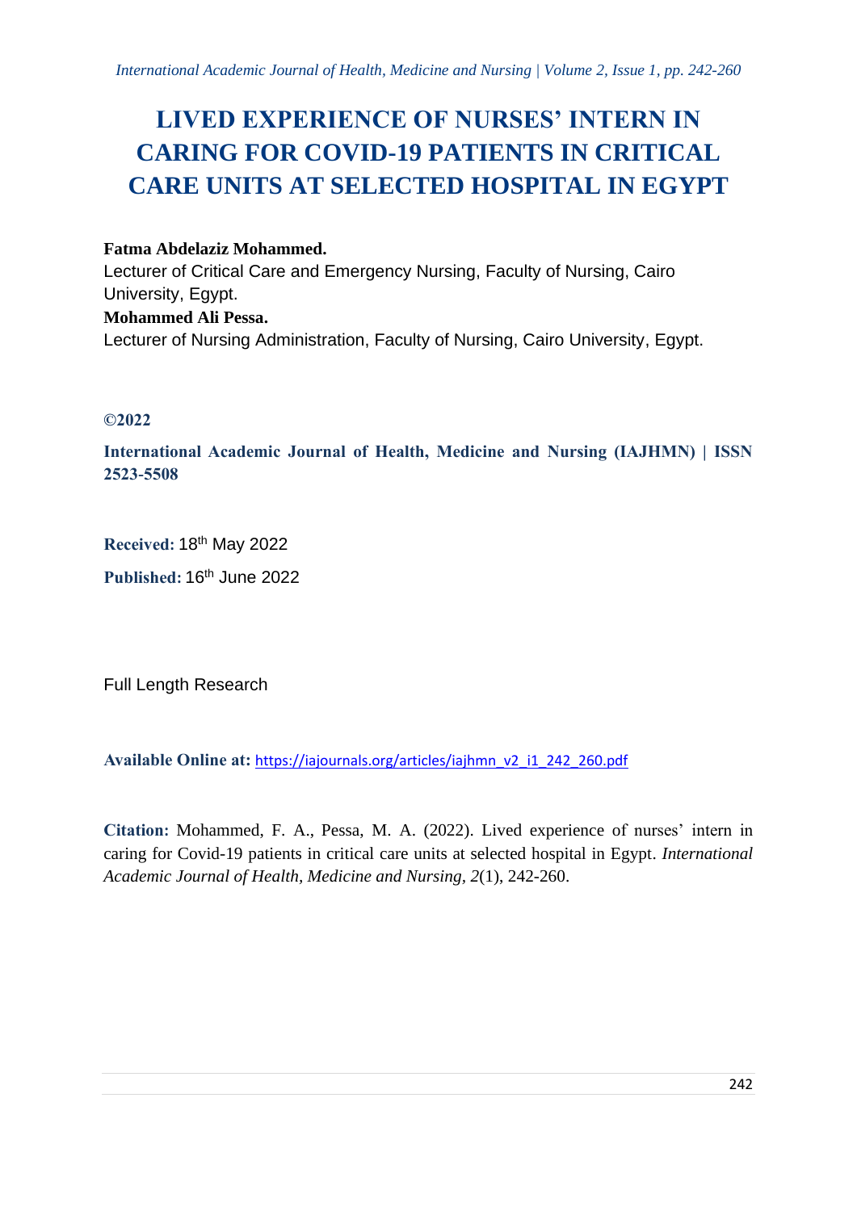# LIVED EXPERIENCE OF NURSES' INTERN IN CARING FOR COVID-19 PATIENTS IN CRITICAL CARE UNITS AT SELECTED HOSPITAL IN EGYPT

**Fatma Abdelaziz Mohammed.**
Lecturer of Critical Care and Emergency Nursing, Faculty of Nursing, Cairo University, Egypt.
**Mohammed Ali Pessa.**
Lecturer of Nursing Administration, Faculty of Nursing, Cairo University, Egypt.

**©2022**

**International Academic Journal of Health, Medicine and Nursing (IAJHMN) | ISSN 2523-5508**

**Received:** 18th May 2022

**Published:** 16th June 2022

Full Length Research

**Available Online at:** https://iajournals.org/articles/iajhmn_v2_i1_242_260.pdf

**Citation:** Mohammed, F. A., Pessa, M. A. (2022). Lived experience of nurses' intern in caring for Covid-19 patients in critical care units at selected hospital in Egypt. *International Academic Journal of Health, Medicine and Nursing, 2*(1), 242-260.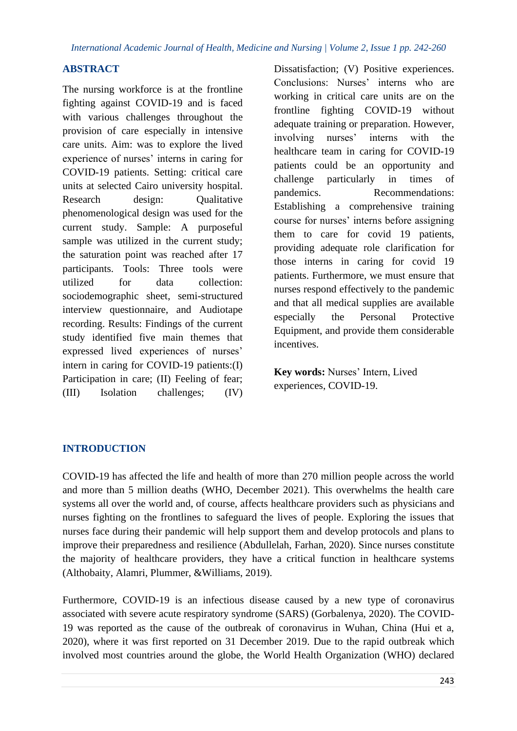## ABSTRACT

The nursing workforce is at the frontline fighting against COVID-19 and is faced with various challenges throughout the provision of care especially in intensive care units. Aim: was to explore the lived experience of nurses' interns in caring for COVID-19 patients. Setting: critical care units at selected Cairo university hospital. Research design: Qualitative phenomenological design was used for the current study. Sample: A purposeful sample was utilized in the current study; the saturation point was reached after 17 participants. Tools: Three tools were utilized for data collection: sociodemographic sheet, semi-structured interview questionnaire, and Audiotape recording. Results: Findings of the current study identified five main themes that expressed lived experiences of nurses' intern in caring for COVID-19 patients:(I) Participation in care; (II) Feeling of fear; (III) Isolation challenges; (IV) Dissatisfaction; (V) Positive experiences. Conclusions: Nurses' interns who are working in critical care units are on the frontline fighting COVID-19 without adequate training or preparation. However, involving nurses' interns with the healthcare team in caring for COVID-19 patients could be an opportunity and challenge particularly in times of pandemics. Recommendations: Establishing a comprehensive training course for nurses' interns before assigning them to care for covid 19 patients, providing adequate role clarification for those interns in caring for covid 19 patients. Furthermore, we must ensure that nurses respond effectively to the pandemic and that all medical supplies are available especially the Personal Protective Equipment, and provide them considerable incentives.

**Key words:** Nurses' Intern, Lived experiences, COVID-19.

## INTRODUCTION

COVID-19 has affected the life and health of more than 270 million people across the world and more than 5 million deaths (WHO, December 2021). This overwhelms the health care systems all over the world and, of course, affects healthcare providers such as physicians and nurses fighting on the frontlines to safeguard the lives of people. Exploring the issues that nurses face during their pandemic will help support them and develop protocols and plans to improve their preparedness and resilience (Abdullelah, Farhan, 2020). Since nurses constitute the majority of healthcare providers, they have a critical function in healthcare systems (Althobaity, Alamri, Plummer, &Williams, 2019).

Furthermore, COVID-19 is an infectious disease caused by a new type of coronavirus associated with severe acute respiratory syndrome (SARS) (Gorbalenya, 2020). The COVID-19 was reported as the cause of the outbreak of coronavirus in Wuhan, China (Hui et a, 2020), where it was first reported on 31 December 2019. Due to the rapid outbreak which involved most countries around the globe, the World Health Organization (WHO) declared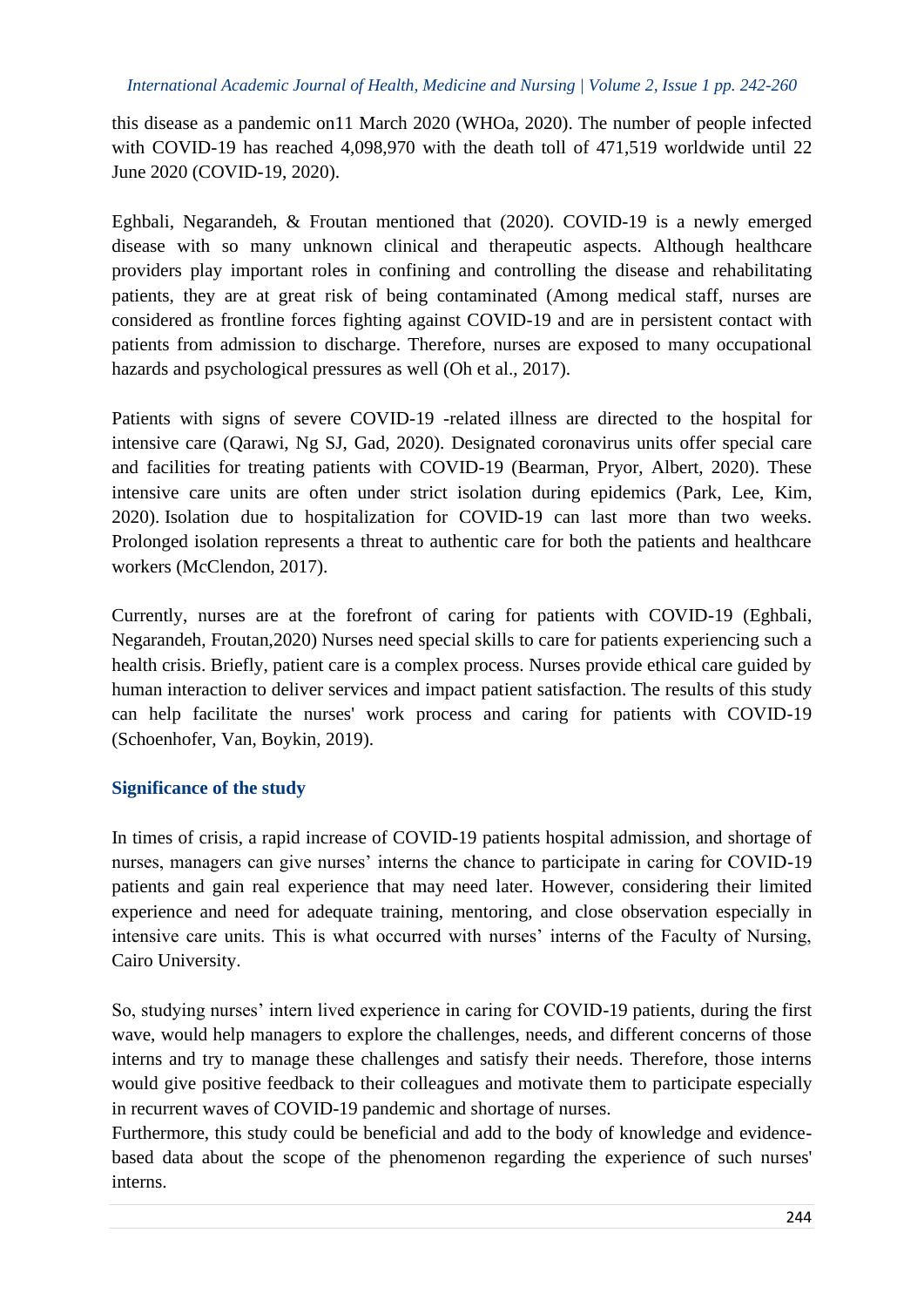this disease as a pandemic on11 March 2020 (WHOa, 2020). The number of people infected with COVID-19 has reached 4,098,970 with the death toll of 471,519 worldwide until 22 June 2020 (COVID-19, 2020).

Eghbali, Negarandeh, & Froutan mentioned that (2020). COVID-19 is a newly emerged disease with so many unknown clinical and therapeutic aspects. Although healthcare providers play important roles in confining and controlling the disease and rehabilitating patients, they are at great risk of being contaminated (Among medical staff, nurses are considered as frontline forces fighting against COVID-19 and are in persistent contact with patients from admission to discharge. Therefore, nurses are exposed to many occupational hazards and psychological pressures as well (Oh et al., 2017).

Patients with signs of severe COVID-19 -related illness are directed to the hospital for intensive care (Qarawi, Ng SJ, Gad, 2020). Designated coronavirus units offer special care and facilities for treating patients with COVID-19 (Bearman, Pryor, Albert, 2020). These intensive care units are often under strict isolation during epidemics (Park, Lee, Kim, 2020). Isolation due to hospitalization for COVID-19 can last more than two weeks. Prolonged isolation represents a threat to authentic care for both the patients and healthcare workers (McClendon, 2017).

Currently, nurses are at the forefront of caring for patients with COVID-19 (Eghbali, Negarandeh, Froutan,2020) Nurses need special skills to care for patients experiencing such a health crisis. Briefly, patient care is a complex process. Nurses provide ethical care guided by human interaction to deliver services and impact patient satisfaction. The results of this study can help facilitate the nurses' work process and caring for patients with COVID-19 (Schoenhofer, Van, Boykin, 2019).

## Significance of the study

In times of crisis, a rapid increase of COVID-19 patients hospital admission, and shortage of nurses, managers can give nurses' interns the chance to participate in caring for COVID-19 patients and gain real experience that may need later. However, considering their limited experience and need for adequate training, mentoring, and close observation especially in intensive care units. This is what occurred with nurses' interns of the Faculty of Nursing, Cairo University.

So, studying nurses' intern lived experience in caring for COVID-19 patients, during the first wave, would help managers to explore the challenges, needs, and different concerns of those interns and try to manage these challenges and satisfy their needs. Therefore, those interns would give positive feedback to their colleagues and motivate them to participate especially in recurrent waves of COVID-19 pandemic and shortage of nurses.

Furthermore, this study could be beneficial and add to the body of knowledge and evidence-based data about the scope of the phenomenon regarding the experience of such nurses' interns.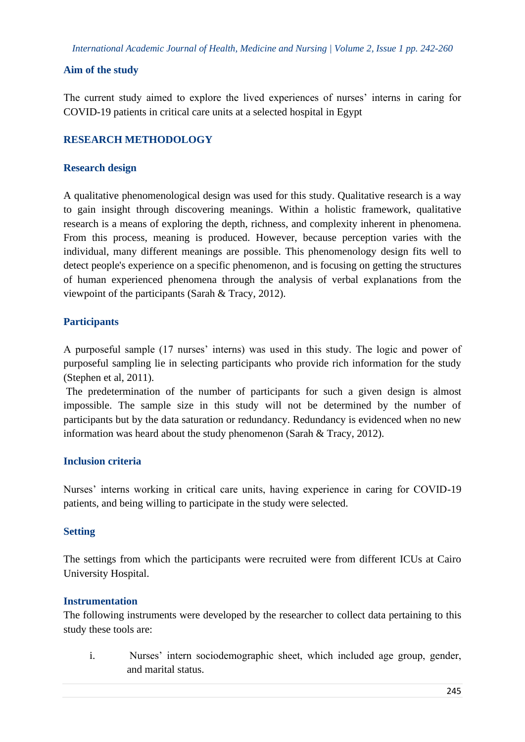## Aim of the study

The current study aimed to explore the lived experiences of nurses' interns in caring for COVID-19 patients in critical care units at a selected hospital in Egypt

## RESEARCH METHODOLOGY

### Research design

A qualitative phenomenological design was used for this study. Qualitative research is a way to gain insight through discovering meanings. Within a holistic framework, qualitative research is a means of exploring the depth, richness, and complexity inherent in phenomena. From this process, meaning is produced. However, because perception varies with the individual, many different meanings are possible. This phenomenology design fits well to detect people's experience on a specific phenomenon, and is focusing on getting the structures of human experienced phenomena through the analysis of verbal explanations from the viewpoint of the participants (Sarah & Tracy, 2012).

### Participants

A purposeful sample (17 nurses' interns) was used in this study. The logic and power of purposeful sampling lie in selecting participants who provide rich information for the study (Stephen et al, 2011).

The predetermination of the number of participants for such a given design is almost impossible. The sample size in this study will not be determined by the number of participants but by the data saturation or redundancy. Redundancy is evidenced when no new information was heard about the study phenomenon (Sarah & Tracy, 2012).

### Inclusion criteria

Nurses' interns working in critical care units, having experience in caring for COVID-19 patients, and being willing to participate in the study were selected.

### Setting

The settings from which the participants were recruited were from different ICUs at Cairo University Hospital.

### Instrumentation

The following instruments were developed by the researcher to collect data pertaining to this study these tools are:

i. Nurses' intern sociodemographic sheet, which included age group, gender, and marital status.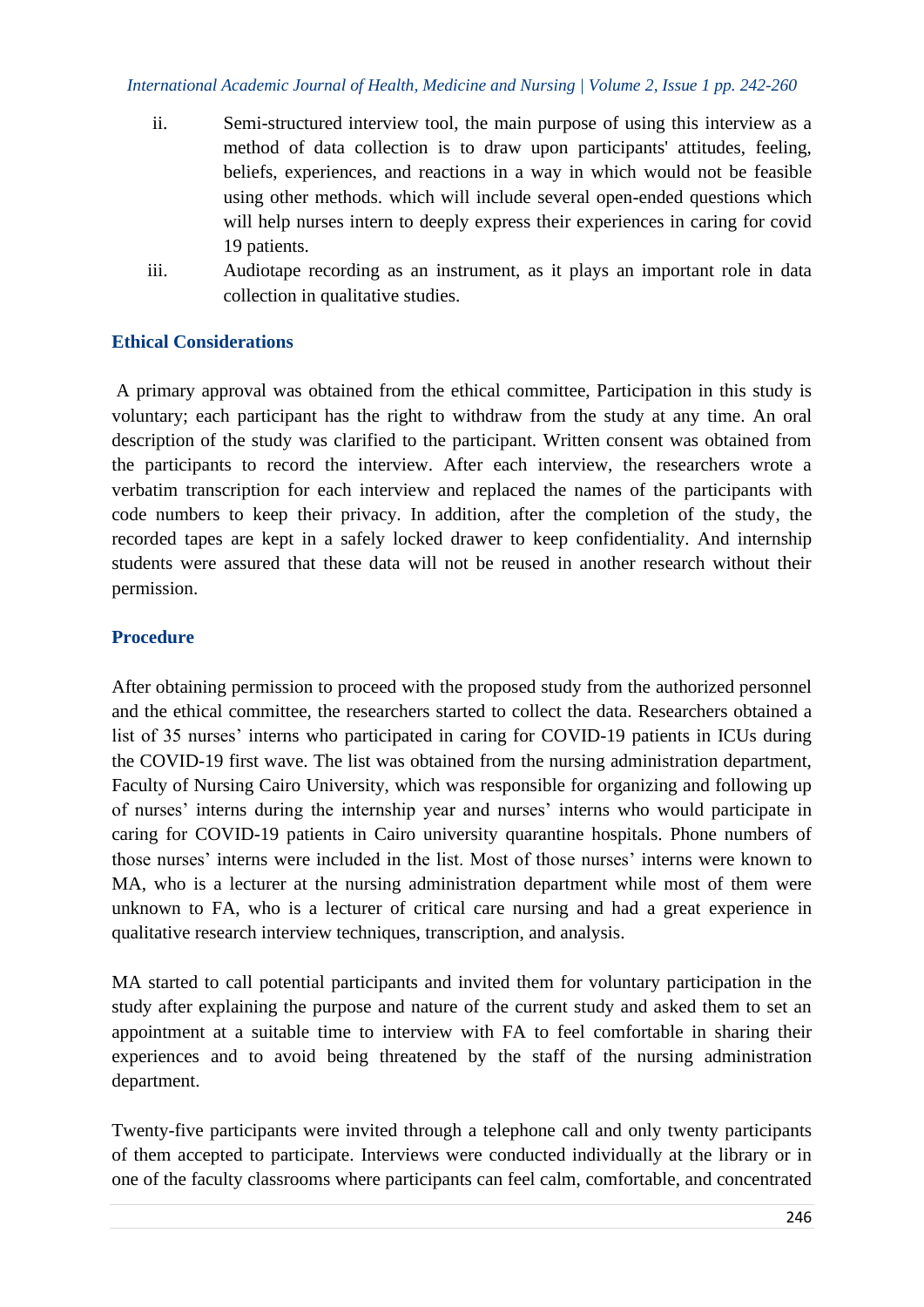ii. Semi-structured interview tool, the main purpose of using this interview as a method of data collection is to draw upon participants' attitudes, feeling, beliefs, experiences, and reactions in a way in which would not be feasible using other methods. which will include several open-ended questions which will help nurses intern to deeply express their experiences in caring for covid 19 patients.

iii. Audiotape recording as an instrument, as it plays an important role in data collection in qualitative studies.

## Ethical Considerations

A primary approval was obtained from the ethical committee, Participation in this study is voluntary; each participant has the right to withdraw from the study at any time. An oral description of the study was clarified to the participant. Written consent was obtained from the participants to record the interview. After each interview, the researchers wrote a verbatim transcription for each interview and replaced the names of the participants with code numbers to keep their privacy. In addition, after the completion of the study, the recorded tapes are kept in a safely locked drawer to keep confidentiality. And internship students were assured that these data will not be reused in another research without their permission.

## Procedure

After obtaining permission to proceed with the proposed study from the authorized personnel and the ethical committee, the researchers started to collect the data. Researchers obtained a list of 35 nurses' interns who participated in caring for COVID-19 patients in ICUs during the COVID-19 first wave. The list was obtained from the nursing administration department, Faculty of Nursing Cairo University, which was responsible for organizing and following up of nurses' interns during the internship year and nurses' interns who would participate in caring for COVID-19 patients in Cairo university quarantine hospitals. Phone numbers of those nurses' interns were included in the list. Most of those nurses' interns were known to MA, who is a lecturer at the nursing administration department while most of them were unknown to FA, who is a lecturer of critical care nursing and had a great experience in qualitative research interview techniques, transcription, and analysis.

MA started to call potential participants and invited them for voluntary participation in the study after explaining the purpose and nature of the current study and asked them to set an appointment at a suitable time to interview with FA to feel comfortable in sharing their experiences and to avoid being threatened by the staff of the nursing administration department.

Twenty-five participants were invited through a telephone call and only twenty participants of them accepted to participate. Interviews were conducted individually at the library or in one of the faculty classrooms where participants can feel calm, comfortable, and concentrated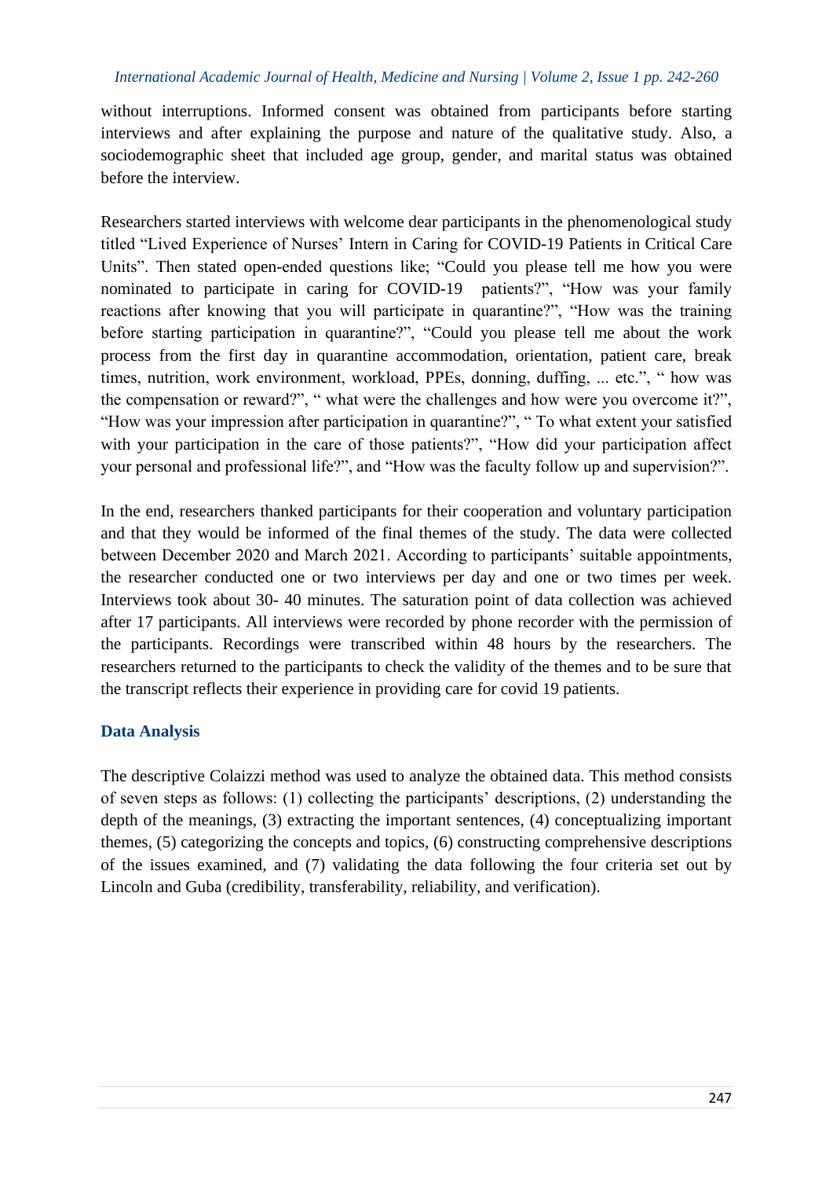without interruptions. Informed consent was obtained from participants before starting interviews and after explaining the purpose and nature of the qualitative study. Also, a sociodemographic sheet that included age group, gender, and marital status was obtained before the interview.

Researchers started interviews with welcome dear participants in the phenomenological study titled "Lived Experience of Nurses' Intern in Caring for COVID-19 Patients in Critical Care Units". Then stated open-ended questions like; "Could you please tell me how you were nominated to participate in caring for COVID-19 patients?", "How was your family reactions after knowing that you will participate in quarantine?", "How was the training before starting participation in quarantine?", "Could you please tell me about the work process from the first day in quarantine accommodation, orientation, patient care, break times, nutrition, work environment, workload, PPEs, donning, duffing, ... etc.", " how was the compensation or reward?", " what were the challenges and how were you overcome it?", "How was your impression after participation in quarantine?", " To what extent your satisfied with your participation in the care of those patients?", "How did your participation affect your personal and professional life?", and "How was the faculty follow up and supervision?".

In the end, researchers thanked participants for their cooperation and voluntary participation and that they would be informed of the final themes of the study. The data were collected between December 2020 and March 2021. According to participants' suitable appointments, the researcher conducted one or two interviews per day and one or two times per week. Interviews took about 30- 40 minutes. The saturation point of data collection was achieved after 17 participants. All interviews were recorded by phone recorder with the permission of the participants. Recordings were transcribed within 48 hours by the researchers. The researchers returned to the participants to check the validity of the themes and to be sure that the transcript reflects their experience in providing care for covid 19 patients.

## Data Analysis

The descriptive Colaizzi method was used to analyze the obtained data. This method consists of seven steps as follows: (1) collecting the participants' descriptions, (2) understanding the depth of the meanings, (3) extracting the important sentences, (4) conceptualizing important themes, (5) categorizing the concepts and topics, (6) constructing comprehensive descriptions of the issues examined, and (7) validating the data following the four criteria set out by Lincoln and Guba (credibility, transferability, reliability, and verification).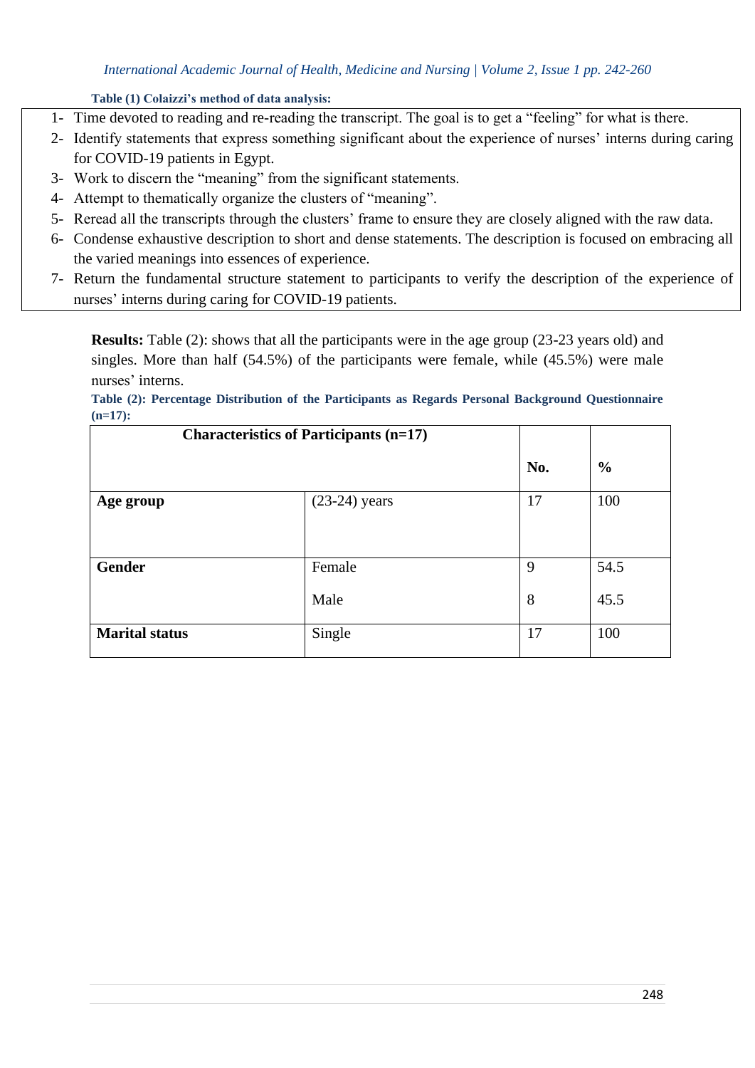**Table (1) Colaizzi's method of data analysis:**

1- Time devoted to reading and re-reading the transcript. The goal is to get a "feeling" for what is there.
2- Identify statements that express something significant about the experience of nurses' interns during caring for COVID-19 patients in Egypt.
3- Work to discern the "meaning" from the significant statements.
4- Attempt to thematically organize the clusters of "meaning".
5- Reread all the transcripts through the clusters' frame to ensure they are closely aligned with the raw data.
6- Condense exhaustive description to short and dense statements. The description is focused on embracing all the varied meanings into essences of experience.
7- Return the fundamental structure statement to participants to verify the description of the experience of nurses' interns during caring for COVID-19 patients.

**Results:** Table (2): shows that all the participants were in the age group (23-23 years old) and singles. More than half (54.5%) of the participants were female, while (45.5%) were male nurses' interns.

**Table (2): Percentage Distribution of the Participants as Regards Personal Background Questionnaire (n=17):**

| Characteristics of Participants (n=17) | | No. | % |
|---|---|---|---|
| **Age group** | (23-24) years | 17 | 100 |
| **Gender** | Female | 9 | 54.5 |
| | Male | 8 | 45.5 |
| **Marital status** | Single | 17 | 100 |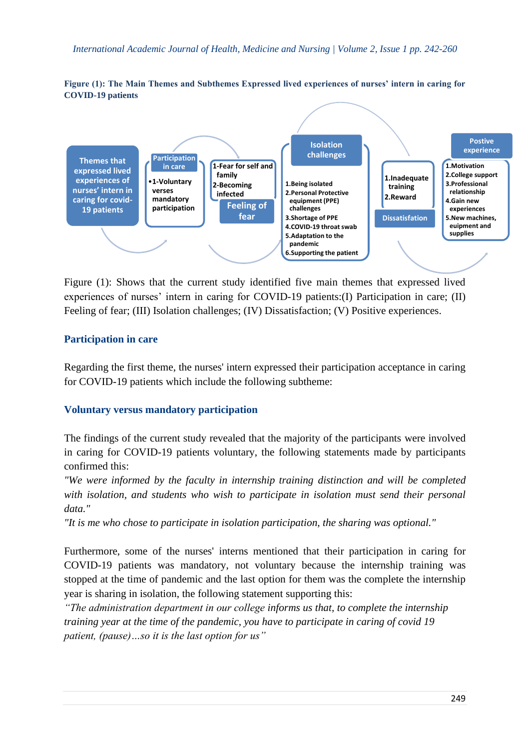**Figure (1): The Main Themes and Subthemes Expressed lived experiences of nurses' intern in caring for COVID-19 patients**

Themes that expressed lived experiences of nurses' intern in caring for covid-19 patients

Participation in care
- 1-Voluntary verses mandatory participation

Feeling of fear
- 1-Fear for self and family
- 2-Becoming infected

Isolation challenges
1. Being isolated
2. Personal Protective equipment (PPE) challenges
3. Shortage of PPE
4. COVID-19 throat swab
5. Adaptation to the pandemic
6. Supporting the patient

Dissatisfation
1. Inadequate training
2. Reward

Postive experience
1. Motivation
2. College support
3. Professional relationship
4. Gain new experiences
5. New machines, euipment and supplies

Figure (1): Shows that the current study identified five main themes that expressed lived experiences of nurses' intern in caring for COVID-19 patients:(I) Participation in care; (II) Feeling of fear; (III) Isolation challenges; (IV) Dissatisfaction; (V) Positive experiences.

## Participation in care

Regarding the first theme, the nurses' intern expressed their participation acceptance in caring for COVID-19 patients which include the following subtheme:

### Voluntary versus mandatory participation

The findings of the current study revealed that the majority of the participants were involved in caring for COVID-19 patients voluntary, the following statements made by participants confirmed this:

*"We were informed by the faculty in internship training distinction and will be completed with isolation, and students who wish to participate in isolation must send their personal data."*

*"It is me who chose to participate in isolation participation, the sharing was optional."*

Furthermore, some of the nurses' interns mentioned that their participation in caring for COVID-19 patients was mandatory, not voluntary because the internship training was stopped at the time of pandemic and the last option for them was the complete the internship year is sharing in isolation, the following statement supporting this:

*"The administration department in our college informs us that, to complete the internship training year at the time of the pandemic, you have to participate in caring of covid 19 patient, (pause)…so it is the last option for us"*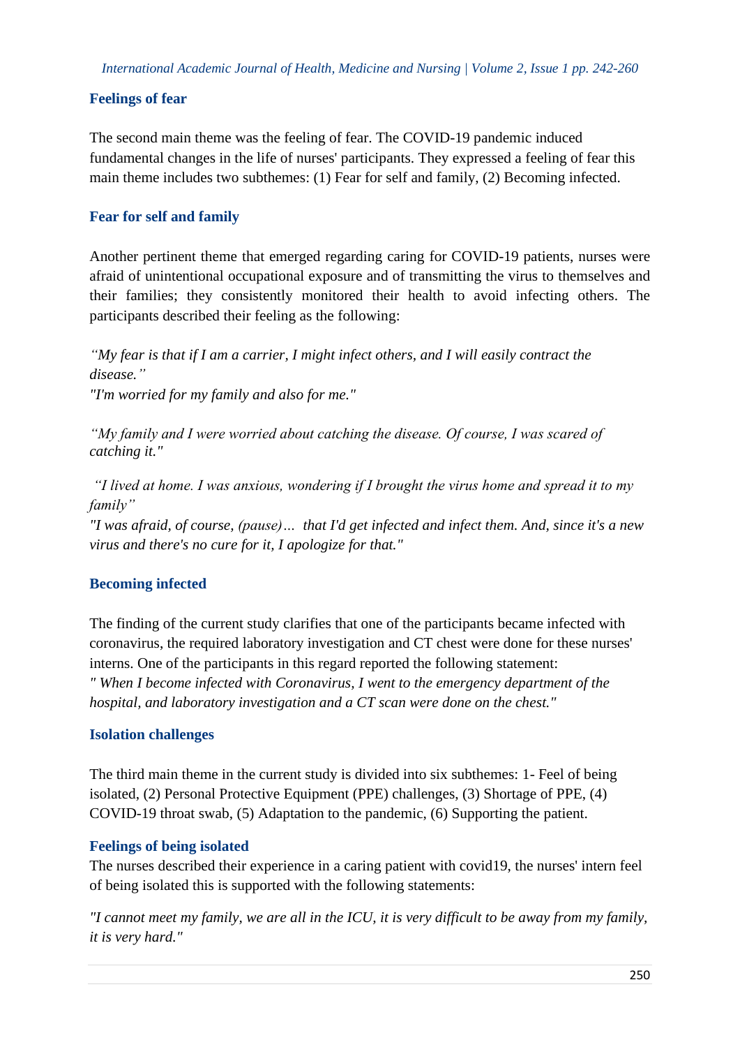## Feelings of fear

The second main theme was the feeling of fear. The COVID-19 pandemic induced fundamental changes in the life of nurses' participants. They expressed a feeling of fear this main theme includes two subthemes: (1) Fear for self and family, (2) Becoming infected.

### Fear for self and family

Another pertinent theme that emerged regarding caring for COVID-19 patients, nurses were afraid of unintentional occupational exposure and of transmitting the virus to themselves and their families; they consistently monitored their health to avoid infecting others. The participants described their feeling as the following:

*"My fear is that if I am a carrier, I might infect others, and I will easily contract the disease."*
*"I'm worried for my family and also for me."*

*"My family and I were worried about catching the disease. Of course, I was scared of catching it."*

*"I lived at home. I was anxious, wondering if I brought the virus home and spread it to my family"*
*"I was afraid, of course, (pause)… that I'd get infected and infect them. And, since it's a new virus and there's no cure for it, I apologize for that."*

### Becoming infected

The finding of the current study clarifies that one of the participants became infected with coronavirus, the required laboratory investigation and CT chest were done for these nurses' interns. One of the participants in this regard reported the following statement:
*" When I become infected with Coronavirus, I went to the emergency department of the hospital, and laboratory investigation and a CT scan were done on the chest."*

## Isolation challenges

The third main theme in the current study is divided into six subthemes: 1- Feel of being isolated, (2) Personal Protective Equipment (PPE) challenges, (3) Shortage of PPE, (4) COVID-19 throat swab, (5) Adaptation to the pandemic, (6) Supporting the patient.

### Feelings of being isolated

The nurses described their experience in a caring patient with covid19, the nurses' intern feel of being isolated this is supported with the following statements:

*"I cannot meet my family, we are all in the ICU, it is very difficult to be away from my family, it is very hard."*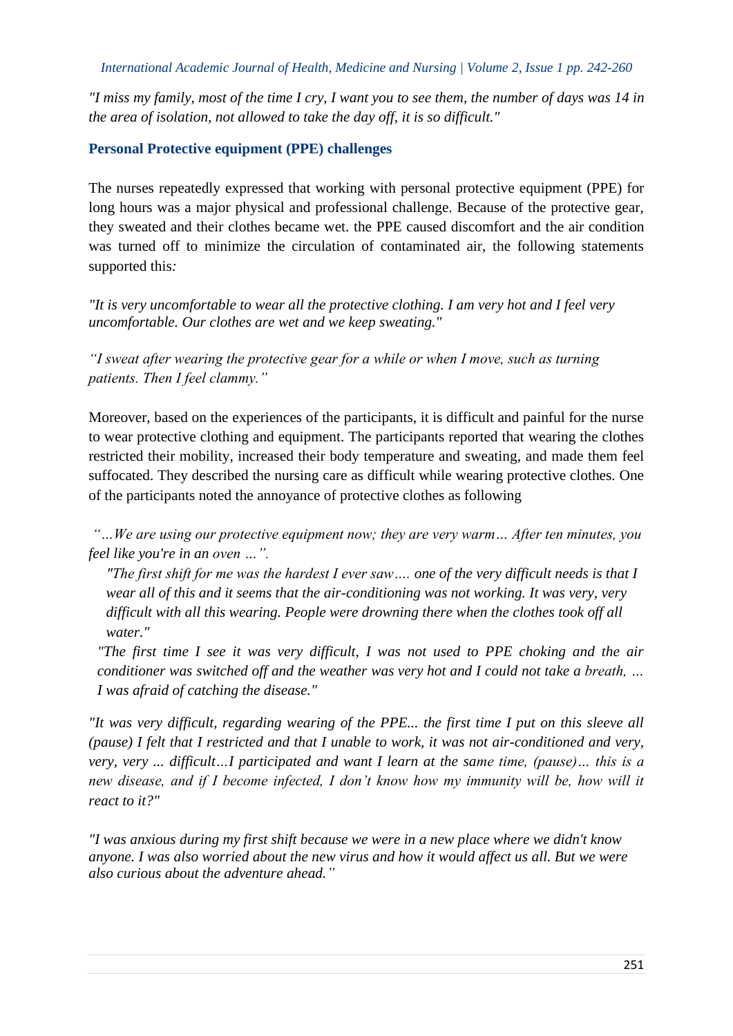*"I miss my family, most of the time I cry, I want you to see them, the number of days was 14 in the area of isolation, not allowed to take the day off, it is so difficult."*

## Personal Protective equipment (PPE) challenges

The nurses repeatedly expressed that working with personal protective equipment (PPE) for long hours was a major physical and professional challenge. Because of the protective gear, they sweated and their clothes became wet. the PPE caused discomfort and the air condition was turned off to minimize the circulation of contaminated air, the following statements supported this*:*

*"It is very uncomfortable to wear all the protective clothing. I am very hot and I feel very uncomfortable. Our clothes are wet and we keep sweating."*

*"I sweat after wearing the protective gear for a while or when I move, such as turning patients. Then I feel clammy."*

Moreover, based on the experiences of the participants, it is difficult and painful for the nurse to wear protective clothing and equipment. The participants reported that wearing the clothes restricted their mobility, increased their body temperature and sweating, and made them feel suffocated. They described the nursing care as difficult while wearing protective clothes. One of the participants noted the annoyance of protective clothes as following

*"…We are using our protective equipment now; they are very warm… After ten minutes, you feel like you're in an oven …".*

*"The first shift for me was the hardest I ever saw…. one of the very difficult needs is that I wear all of this and it seems that the air-conditioning was not working. It was very, very difficult with all this wearing. People were drowning there when the clothes took off all water."*

*"The first time I see it was very difficult, I was not used to PPE choking and the air conditioner was switched off and the weather was very hot and I could not take a breath, … I was afraid of catching the disease."*

*"It was very difficult, regarding wearing of the PPE... the first time I put on this sleeve all (pause) I felt that I restricted and that I unable to work, it was not air-conditioned and very, very, very ... difficult…I participated and want I learn at the same time, (pause)… this is a new disease, and if I become infected, I don't know how my immunity will be, how will it react to it?"*

*"I was anxious during my first shift because we were in a new place where we didn't know anyone. I was also worried about the new virus and how it would affect us all. But we were also curious about the adventure ahead."*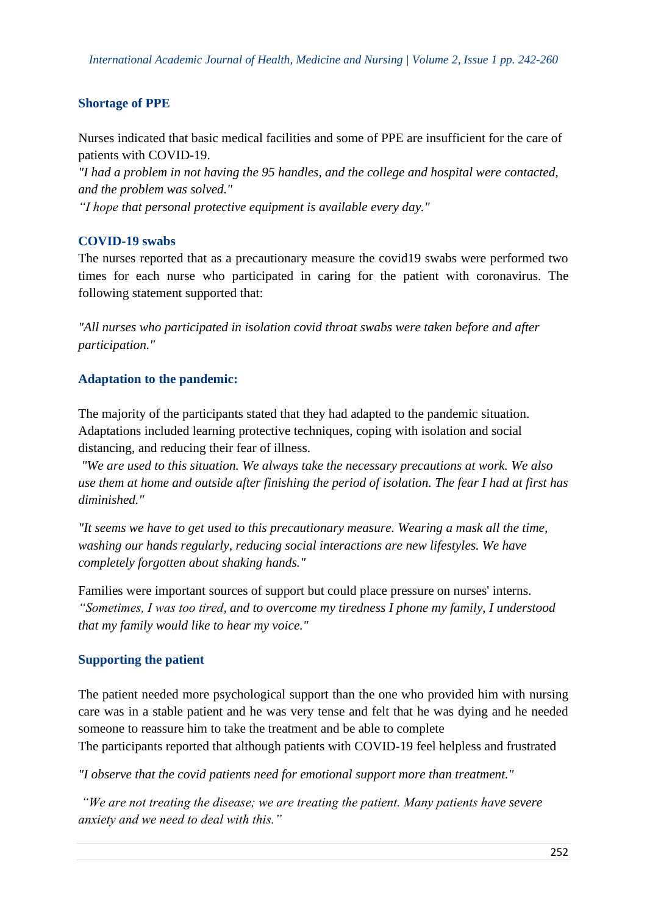### Shortage of PPE

Nurses indicated that basic medical facilities and some of PPE are insufficient for the care of patients with COVID-19.

*"I had a problem in not having the 95 handles, and the college and hospital were contacted, and the problem was solved."*

*"I hope that personal protective equipment is available every day."*

### COVID-19 swabs

The nurses reported that as a precautionary measure the covid19 swabs were performed two times for each nurse who participated in caring for the patient with coronavirus. The following statement supported that:

*"All nurses who participated in isolation covid throat swabs were taken before and after participation."*

### Adaptation to the pandemic:

The majority of the participants stated that they had adapted to the pandemic situation. Adaptations included learning protective techniques, coping with isolation and social distancing, and reducing their fear of illness.

*"We are used to this situation. We always take the necessary precautions at work. We also use them at home and outside after finishing the period of isolation. The fear I had at first has diminished."*

*"It seems we have to get used to this precautionary measure. Wearing a mask all the time, washing our hands regularly, reducing social interactions are new lifestyles. We have completely forgotten about shaking hands."*

Families were important sources of support but could place pressure on nurses' interns.

*"Sometimes, I was too tired, and to overcome my tiredness I phone my family, I understood that my family would like to hear my voice."*

### Supporting the patient

The patient needed more psychological support than the one who provided him with nursing care was in a stable patient and he was very tense and felt that he was dying and he needed someone to reassure him to take the treatment and be able to complete

The participants reported that although patients with COVID-19 feel helpless and frustrated

*"I observe that the covid patients need for emotional support more than treatment."*

*"We are not treating the disease; we are treating the patient. Many patients have severe anxiety and we need to deal with this."*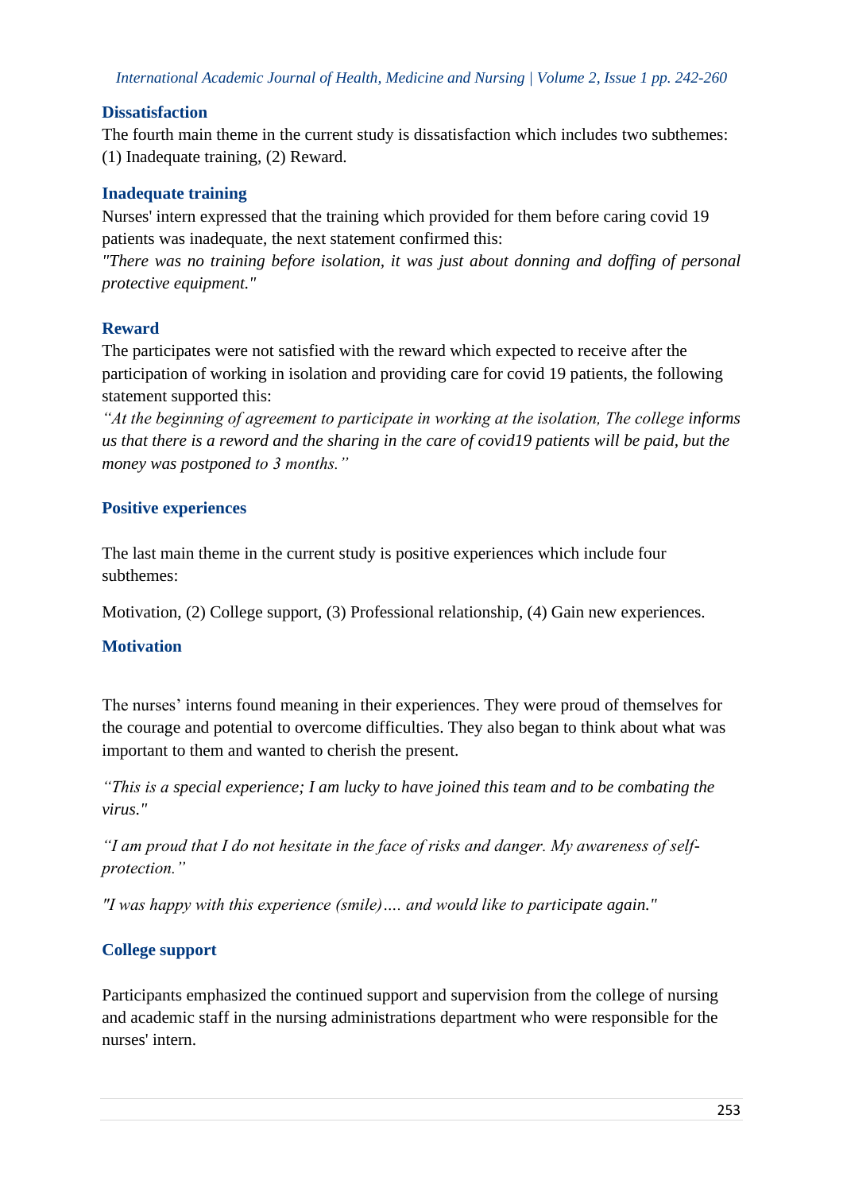### Dissatisfaction

The fourth main theme in the current study is dissatisfaction which includes two subthemes: (1) Inadequate training, (2) Reward.

### Inadequate training

Nurses' intern expressed that the training which provided for them before caring covid 19 patients was inadequate, the next statement confirmed this:

*"There was no training before isolation, it was just about donning and doffing of personal protective equipment."*

### Reward

The participates were not satisfied with the reward which expected to receive after the participation of working in isolation and providing care for covid 19 patients, the following statement supported this:

*"At the beginning of agreement to participate in working at the isolation, The college informs us that there is a reword and the sharing in the care of covid19 patients will be paid, but the money was postponed to 3 months."*

### Positive experiences

The last main theme in the current study is positive experiences which include four subthemes:

Motivation, (2) College support, (3) Professional relationship, (4) Gain new experiences.

### Motivation

The nurses' interns found meaning in their experiences. They were proud of themselves for the courage and potential to overcome difficulties. They also began to think about what was important to them and wanted to cherish the present.

*"This is a special experience; I am lucky to have joined this team and to be combating the virus."*

*"I am proud that I do not hesitate in the face of risks and danger. My awareness of self-protection."*

*"I was happy with this experience (smile)…. and would like to participate again."*

### College support

Participants emphasized the continued support and supervision from the college of nursing and academic staff in the nursing administrations department who were responsible for the nurses' intern.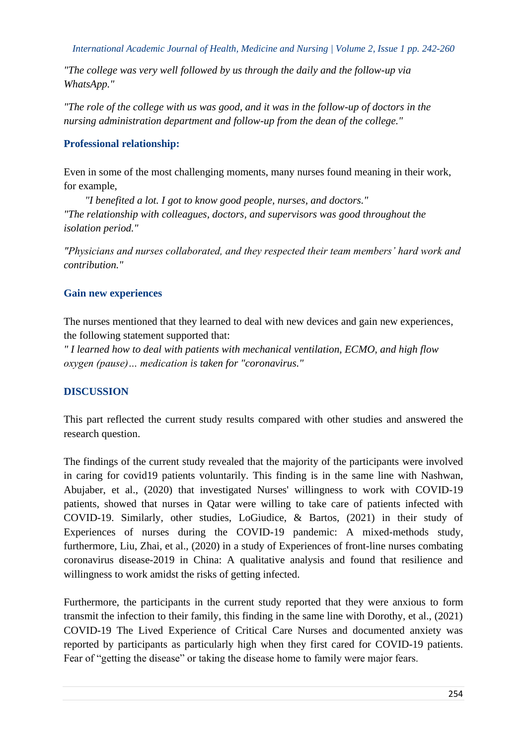*"The college was very well followed by us through the daily and the follow-up via WhatsApp."*

*"The role of the college with us was good, and it was in the follow-up of doctors in the nursing administration department and follow-up from the dean of the college."*

### Professional relationship:

Even in some of the most challenging moments, many nurses found meaning in their work, for example,

*"I benefited a lot. I got to know good people, nurses, and doctors."*
*"The relationship with colleagues, doctors, and supervisors was good throughout the isolation period."*

*"Physicians and nurses collaborated, and they respected their team members' hard work and contribution."*

### Gain new experiences

The nurses mentioned that they learned to deal with new devices and gain new experiences, the following statement supported that:
*" I learned how to deal with patients with mechanical ventilation, ECMO, and high flow oxygen (pause)… medication is taken for "coronavirus."*

## DISCUSSION

This part reflected the current study results compared with other studies and answered the research question.

The findings of the current study revealed that the majority of the participants were involved in caring for covid19 patients voluntarily. This finding is in the same line with Nashwan, Abujaber, et al., (2020) that investigated Nurses' willingness to work with COVID-19 patients, showed that nurses in Qatar were willing to take care of patients infected with COVID-19. Similarly, other studies, LoGiudice, & Bartos, (2021) in their study of Experiences of nurses during the COVID-19 pandemic: A mixed-methods study, furthermore, Liu, Zhai, et al., (2020) in a study of Experiences of front-line nurses combating coronavirus disease-2019 in China: A qualitative analysis and found that resilience and willingness to work amidst the risks of getting infected.

Furthermore, the participants in the current study reported that they were anxious to form transmit the infection to their family, this finding in the same line with Dorothy, et al., (2021) COVID-19 The Lived Experience of Critical Care Nurses and documented anxiety was reported by participants as particularly high when they first cared for COVID-19 patients. Fear of "getting the disease" or taking the disease home to family were major fears.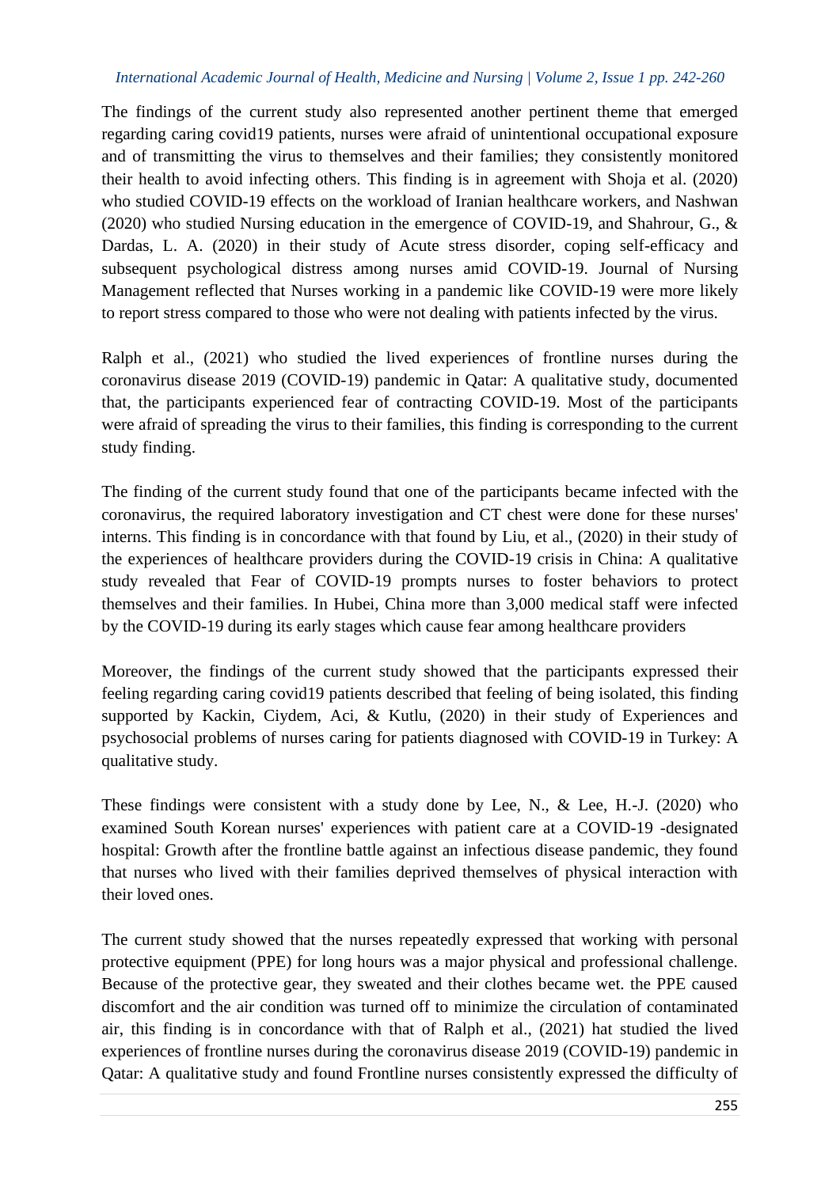The findings of the current study also represented another pertinent theme that emerged regarding caring covid19 patients, nurses were afraid of unintentional occupational exposure and of transmitting the virus to themselves and their families; they consistently monitored their health to avoid infecting others. This finding is in agreement with Shoja et al. (2020) who studied COVID-19 effects on the workload of Iranian healthcare workers, and Nashwan (2020) who studied Nursing education in the emergence of COVID-19, and Shahrour, G., & Dardas, L. A. (2020) in their study of Acute stress disorder, coping self-efficacy and subsequent psychological distress among nurses amid COVID-19. Journal of Nursing Management reflected that Nurses working in a pandemic like COVID-19 were more likely to report stress compared to those who were not dealing with patients infected by the virus.

Ralph et al., (2021) who studied the lived experiences of frontline nurses during the coronavirus disease 2019 (COVID-19) pandemic in Qatar: A qualitative study, documented that, the participants experienced fear of contracting COVID-19. Most of the participants were afraid of spreading the virus to their families, this finding is corresponding to the current study finding.

The finding of the current study found that one of the participants became infected with the coronavirus, the required laboratory investigation and CT chest were done for these nurses' interns. This finding is in concordance with that found by Liu, et al., (2020) in their study of the experiences of healthcare providers during the COVID-19 crisis in China: A qualitative study revealed that Fear of COVID-19 prompts nurses to foster behaviors to protect themselves and their families. In Hubei, China more than 3,000 medical staff were infected by the COVID-19 during its early stages which cause fear among healthcare providers

Moreover, the findings of the current study showed that the participants expressed their feeling regarding caring covid19 patients described that feeling of being isolated, this finding supported by Kackin, Ciydem, Aci, & Kutlu, (2020) in their study of Experiences and psychosocial problems of nurses caring for patients diagnosed with COVID-19 in Turkey: A qualitative study.

These findings were consistent with a study done by Lee, N., & Lee, H.-J. (2020) who examined South Korean nurses' experiences with patient care at a COVID-19 -designated hospital: Growth after the frontline battle against an infectious disease pandemic, they found that nurses who lived with their families deprived themselves of physical interaction with their loved ones.

The current study showed that the nurses repeatedly expressed that working with personal protective equipment (PPE) for long hours was a major physical and professional challenge. Because of the protective gear, they sweated and their clothes became wet. the PPE caused discomfort and the air condition was turned off to minimize the circulation of contaminated air, this finding is in concordance with that of Ralph et al., (2021) hat studied the lived experiences of frontline nurses during the coronavirus disease 2019 (COVID-19) pandemic in Qatar: A qualitative study and found Frontline nurses consistently expressed the difficulty of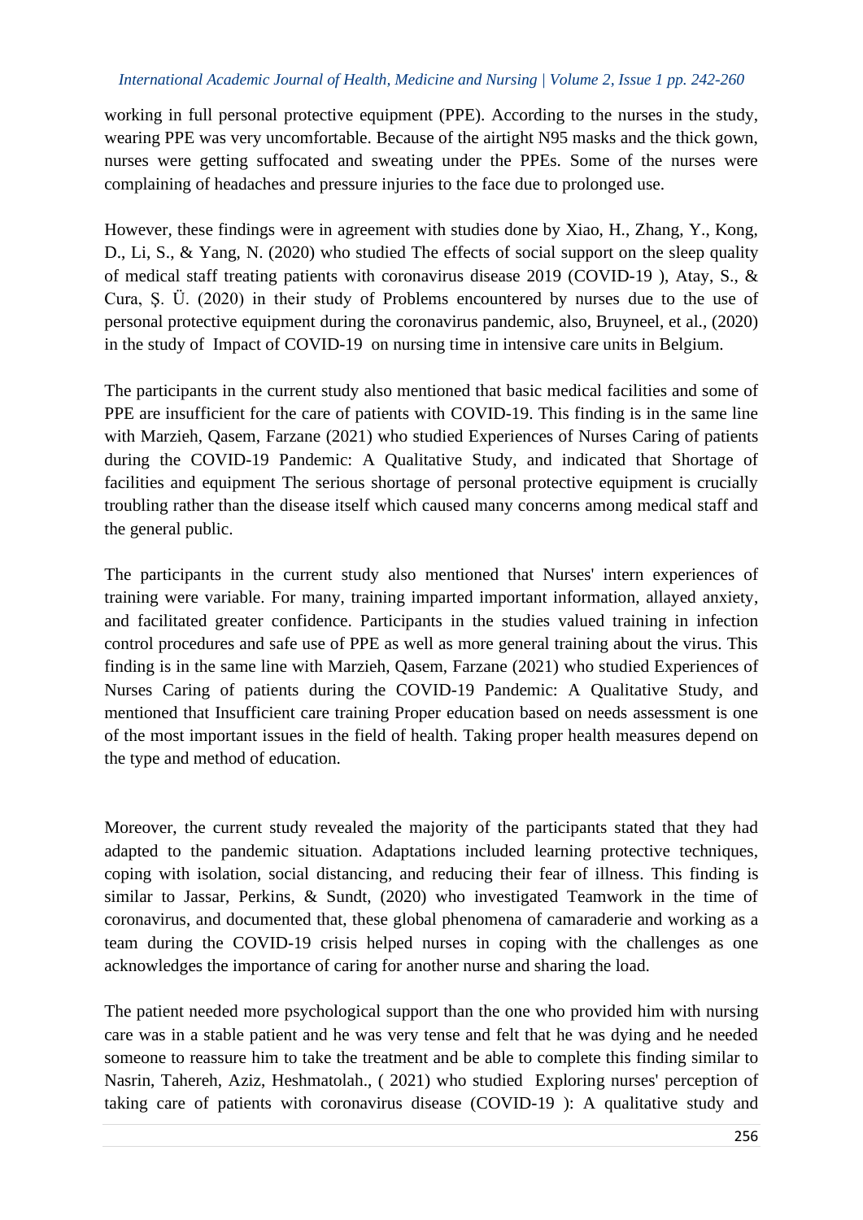working in full personal protective equipment (PPE). According to the nurses in the study, wearing PPE was very uncomfortable. Because of the airtight N95 masks and the thick gown, nurses were getting suffocated and sweating under the PPEs. Some of the nurses were complaining of headaches and pressure injuries to the face due to prolonged use.

However, these findings were in agreement with studies done by Xiao, H., Zhang, Y., Kong, D., Li, S., & Yang, N. (2020) who studied The effects of social support on the sleep quality of medical staff treating patients with coronavirus disease 2019 (COVID-19 ), Atay, S., & Cura, Ş. Ü. (2020) in their study of Problems encountered by nurses due to the use of personal protective equipment during the coronavirus pandemic, also, Bruyneel, et al., (2020) in the study of Impact of COVID-19 on nursing time in intensive care units in Belgium.

The participants in the current study also mentioned that basic medical facilities and some of PPE are insufficient for the care of patients with COVID-19. This finding is in the same line with Marzieh, Qasem, Farzane (2021) who studied Experiences of Nurses Caring of patients during the COVID-19 Pandemic: A Qualitative Study, and indicated that Shortage of facilities and equipment The serious shortage of personal protective equipment is crucially troubling rather than the disease itself which caused many concerns among medical staff and the general public.

The participants in the current study also mentioned that Nurses' intern experiences of training were variable. For many, training imparted important information, allayed anxiety, and facilitated greater confidence. Participants in the studies valued training in infection control procedures and safe use of PPE as well as more general training about the virus. This finding is in the same line with Marzieh, Qasem, Farzane (2021) who studied Experiences of Nurses Caring of patients during the COVID-19 Pandemic: A Qualitative Study, and mentioned that Insufficient care training Proper education based on needs assessment is one of the most important issues in the field of health. Taking proper health measures depend on the type and method of education.

Moreover, the current study revealed the majority of the participants stated that they had adapted to the pandemic situation. Adaptations included learning protective techniques, coping with isolation, social distancing, and reducing their fear of illness. This finding is similar to Jassar, Perkins, & Sundt, (2020) who investigated Teamwork in the time of coronavirus, and documented that, these global phenomena of camaraderie and working as a team during the COVID-19 crisis helped nurses in coping with the challenges as one acknowledges the importance of caring for another nurse and sharing the load.

The patient needed more psychological support than the one who provided him with nursing care was in a stable patient and he was very tense and felt that he was dying and he needed someone to reassure him to take the treatment and be able to complete this finding similar to Nasrin, Tahereh, Aziz, Heshmatolah., ( 2021) who studied Exploring nurses' perception of taking care of patients with coronavirus disease (COVID-19 ): A qualitative study and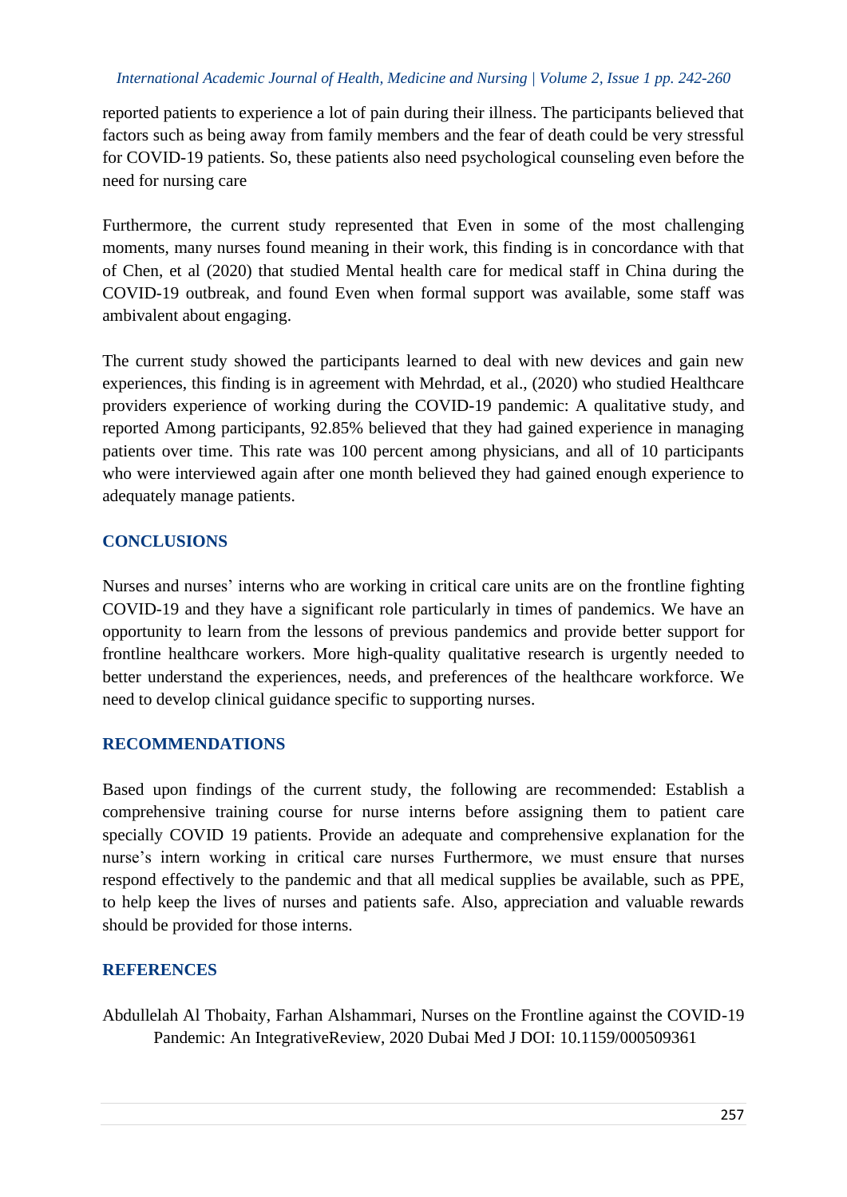reported patients to experience a lot of pain during their illness. The participants believed that factors such as being away from family members and the fear of death could be very stressful for COVID-19 patients. So, these patients also need psychological counseling even before the need for nursing care

Furthermore, the current study represented that Even in some of the most challenging moments, many nurses found meaning in their work, this finding is in concordance with that of Chen, et al (2020) that studied Mental health care for medical staff in China during the COVID-19 outbreak, and found Even when formal support was available, some staff was ambivalent about engaging.

The current study showed the participants learned to deal with new devices and gain new experiences, this finding is in agreement with Mehrdad, et al., (2020) who studied Healthcare providers experience of working during the COVID-19 pandemic: A qualitative study, and reported Among participants, 92.85% believed that they had gained experience in managing patients over time. This rate was 100 percent among physicians, and all of 10 participants who were interviewed again after one month believed they had gained enough experience to adequately manage patients.

## CONCLUSIONS

Nurses and nurses' interns who are working in critical care units are on the frontline fighting COVID-19 and they have a significant role particularly in times of pandemics. We have an opportunity to learn from the lessons of previous pandemics and provide better support for frontline healthcare workers. More high-quality qualitative research is urgently needed to better understand the experiences, needs, and preferences of the healthcare workforce. We need to develop clinical guidance specific to supporting nurses.

## RECOMMENDATIONS

Based upon findings of the current study, the following are recommended: Establish a comprehensive training course for nurse interns before assigning them to patient care specially COVID 19 patients. Provide an adequate and comprehensive explanation for the nurse's intern working in critical care nurses Furthermore, we must ensure that nurses respond effectively to the pandemic and that all medical supplies be available, such as PPE, to help keep the lives of nurses and patients safe. Also, appreciation and valuable rewards should be provided for those interns.

## REFERENCES

Abdullelah Al Thobaity, Farhan Alshammari, Nurses on the Frontline against the COVID-19 Pandemic: An IntegrativeReview, 2020 Dubai Med J DOI: 10.1159/000509361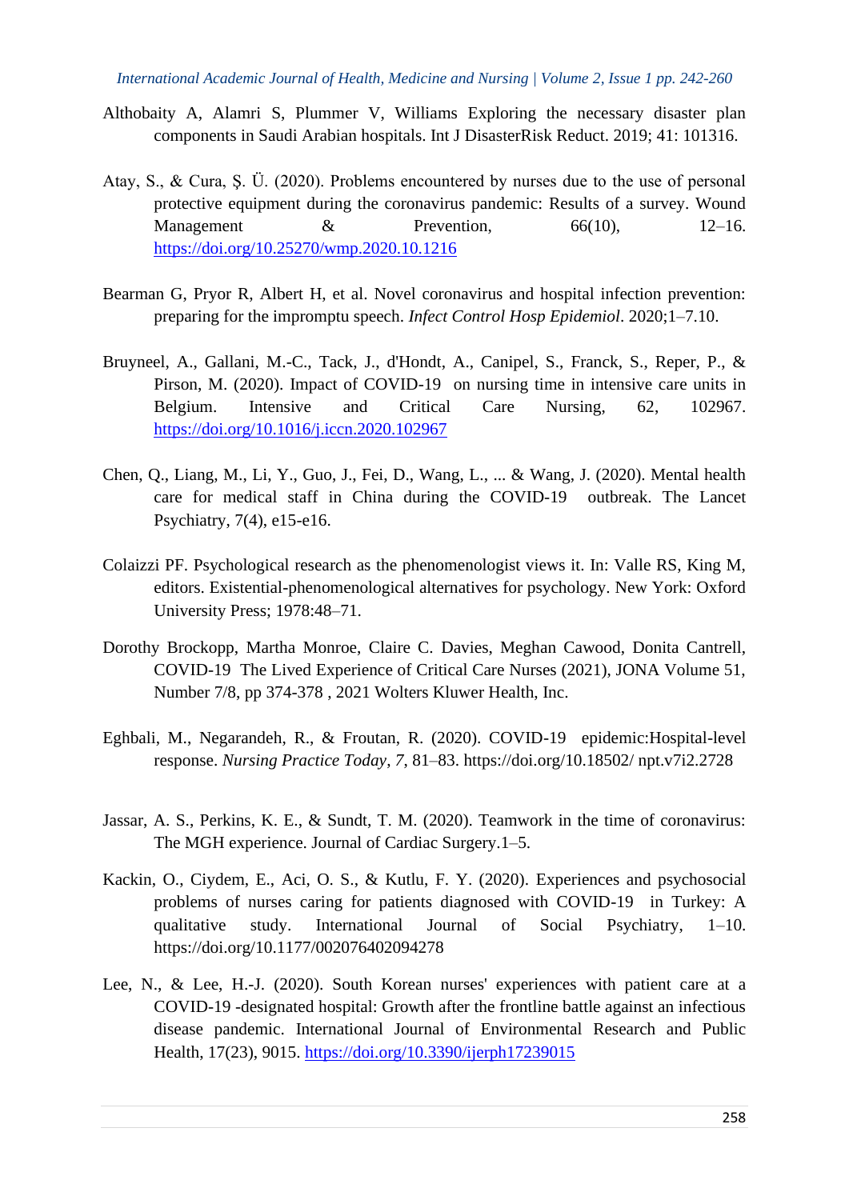Althobaity A, Alamri S, Plummer V, Williams Exploring the necessary disaster plan components in Saudi Arabian hospitals. Int J DisasterRisk Reduct. 2019; 41: 101316.

Atay, S., & Cura, Ş. Ü. (2020). Problems encountered by nurses due to the use of personal protective equipment during the coronavirus pandemic: Results of a survey. Wound Management & Prevention, 66(10), 12–16. https://doi.org/10.25270/wmp.2020.10.1216

Bearman G, Pryor R, Albert H, et al. Novel coronavirus and hospital infection prevention: preparing for the impromptu speech. *Infect Control Hosp Epidemiol*. 2020;1–7.10.

Bruyneel, A., Gallani, M.-C., Tack, J., d'Hondt, A., Canipel, S., Franck, S., Reper, P., & Pirson, M. (2020). Impact of COVID-19 on nursing time in intensive care units in Belgium. Intensive and Critical Care Nursing, 62, 102967. https://doi.org/10.1016/j.iccn.2020.102967

Chen, Q., Liang, M., Li, Y., Guo, J., Fei, D., Wang, L., ... & Wang, J. (2020). Mental health care for medical staff in China during the COVID-19 outbreak. The Lancet Psychiatry, 7(4), e15-e16.

Colaizzi PF. Psychological research as the phenomenologist views it. In: Valle RS, King M, editors. Existential-phenomenological alternatives for psychology. New York: Oxford University Press; 1978:48–71.

Dorothy Brockopp, Martha Monroe, Claire C. Davies, Meghan Cawood, Donita Cantrell, COVID-19 The Lived Experience of Critical Care Nurses (2021), JONA Volume 51, Number 7/8, pp 374-378 , 2021 Wolters Kluwer Health, Inc.

Eghbali, M., Negarandeh, R., & Froutan, R. (2020). COVID-19 epidemic:Hospital-level response. *Nursing Practice Today*, *7*, 81–83. https://doi.org/10.18502/ npt.v7i2.2728

Jassar, A. S., Perkins, K. E., & Sundt, T. M. (2020). Teamwork in the time of coronavirus: The MGH experience. Journal of Cardiac Surgery.1–5.

Kackin, O., Ciydem, E., Aci, O. S., & Kutlu, F. Y. (2020). Experiences and psychosocial problems of nurses caring for patients diagnosed with COVID-19 in Turkey: A qualitative study. International Journal of Social Psychiatry, 1–10. https://doi.org/10.1177/002076402094278

Lee, N., & Lee, H.-J. (2020). South Korean nurses' experiences with patient care at a COVID-19 -designated hospital: Growth after the frontline battle against an infectious disease pandemic. International Journal of Environmental Research and Public Health, 17(23), 9015. https://doi.org/10.3390/ijerph17239015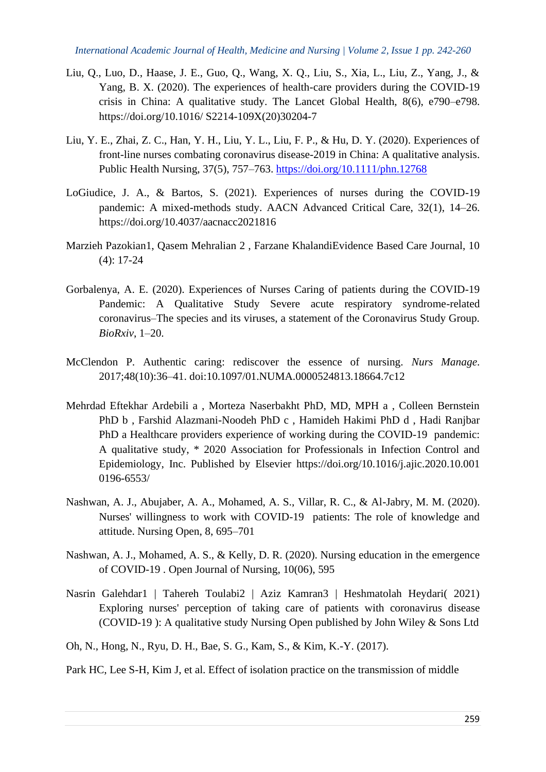Liu, Q., Luo, D., Haase, J. E., Guo, Q., Wang, X. Q., Liu, S., Xia, L., Liu, Z., Yang, J., & Yang, B. X. (2020). The experiences of health-care providers during the COVID-19 crisis in China: A qualitative study. The Lancet Global Health, 8(6), e790–e798. https://doi.org/10.1016/ S2214-109X(20)30204-7

Liu, Y. E., Zhai, Z. C., Han, Y. H., Liu, Y. L., Liu, F. P., & Hu, D. Y. (2020). Experiences of front-line nurses combating coronavirus disease-2019 in China: A qualitative analysis. Public Health Nursing, 37(5), 757–763. https://doi.org/10.1111/phn.12768

LoGiudice, J. A., & Bartos, S. (2021). Experiences of nurses during the COVID-19 pandemic: A mixed-methods study. AACN Advanced Critical Care, 32(1), 14–26. https://doi.org/10.4037/aacnacc2021816

Marzieh Pazokian1, Qasem Mehralian 2 , Farzane KhalandiEvidence Based Care Journal, 10 (4): 17-24

Gorbalenya, A. E. (2020). Experiences of Nurses Caring of patients during the COVID-19 Pandemic: A Qualitative Study Severe acute respiratory syndrome-related coronavirus–The species and its viruses, a statement of the Coronavirus Study Group. *BioRxiv*, 1–20.

McClendon P. Authentic caring: rediscover the essence of nursing. *Nurs Manage*. 2017;48(10):36–41. doi:10.1097/01.NUMA.0000524813.18664.7c12

Mehrdad Eftekhar Ardebili a , Morteza Naserbakht PhD, MD, MPH a , Colleen Bernstein PhD b , Farshid Alazmani-Noodeh PhD c , Hamideh Hakimi PhD d , Hadi Ranjbar PhD a Healthcare providers experience of working during the COVID-19 pandemic: A qualitative study, * 2020 Association for Professionals in Infection Control and Epidemiology, Inc. Published by Elsevier https://doi.org/10.1016/j.ajic.2020.10.001 0196-6553/

Nashwan, A. J., Abujaber, A. A., Mohamed, A. S., Villar, R. C., & Al-Jabry, M. M. (2020). Nurses' willingness to work with COVID-19 patients: The role of knowledge and attitude. Nursing Open, 8, 695–701

Nashwan, A. J., Mohamed, A. S., & Kelly, D. R. (2020). Nursing education in the emergence of COVID-19 . Open Journal of Nursing, 10(06), 595

Nasrin Galehdar1 | Tahereh Toulabi2 | Aziz Kamran3 | Heshmatolah Heydari( 2021) Exploring nurses' perception of taking care of patients with coronavirus disease (COVID-19 ): A qualitative study Nursing Open published by John Wiley & Sons Ltd

Oh, N., Hong, N., Ryu, D. H., Bae, S. G., Kam, S., & Kim, K.-Y. (2017).

Park HC, Lee S-H, Kim J, et al. Effect of isolation practice on the transmission of middle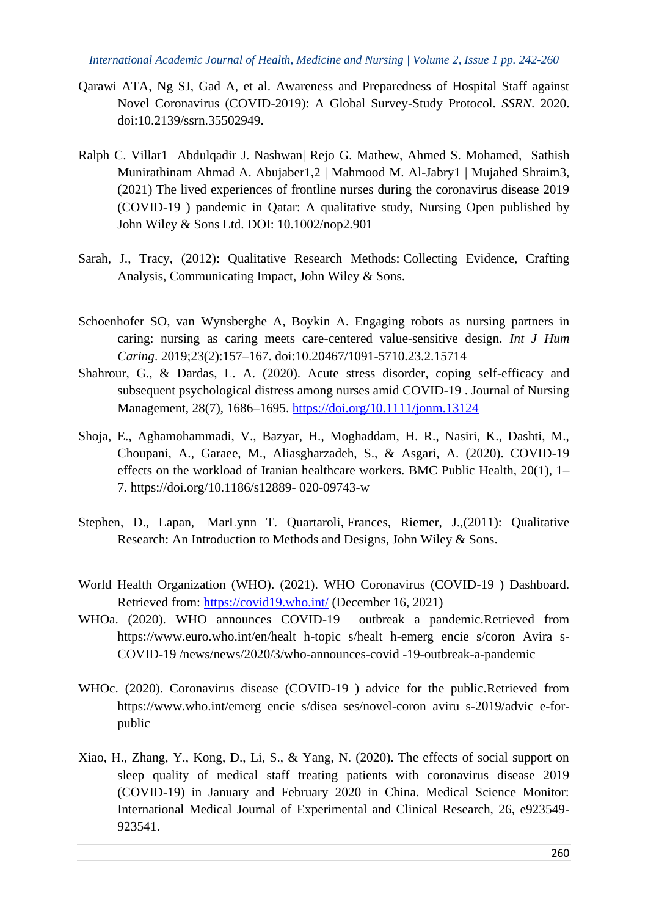Qarawi ATA, Ng SJ, Gad A, et al. Awareness and Preparedness of Hospital Staff against Novel Coronavirus (COVID-2019): A Global Survey-Study Protocol. *SSRN*. 2020. doi:10.2139/ssrn.35502949.

Ralph C. Villar1 Abdulqadir J. Nashwan| Rejo G. Mathew, Ahmed S. Mohamed, Sathish Munirathinam Ahmad A. Abujaber1,2 | Mahmood M. Al-Jabry1 | Mujahed Shraim3, (2021) The lived experiences of frontline nurses during the coronavirus disease 2019 (COVID-19 ) pandemic in Qatar: A qualitative study, Nursing Open published by John Wiley & Sons Ltd. DOI: 10.1002/nop2.901

Sarah, J., Tracy, (2012): Qualitative Research Methods: Collecting Evidence, Crafting Analysis, Communicating Impact, John Wiley & Sons.

Schoenhofer SO, van Wynsberghe A, Boykin A. Engaging robots as nursing partners in caring: nursing as caring meets care-centered value-sensitive design. *Int J Hum Caring*. 2019;23(2):157–167. doi:10.20467/1091-5710.23.2.15714

Shahrour, G., & Dardas, L. A. (2020). Acute stress disorder, coping self-efficacy and subsequent psychological distress among nurses amid COVID-19 . Journal of Nursing Management, 28(7), 1686–1695. https://doi.org/10.1111/jonm.13124

Shoja, E., Aghamohammadi, V., Bazyar, H., Moghaddam, H. R., Nasiri, K., Dashti, M., Choupani, A., Garaee, M., Aliasgharzadeh, S., & Asgari, A. (2020). COVID-19 effects on the workload of Iranian healthcare workers. BMC Public Health, 20(1), 1–7. https://doi.org/10.1186/s12889- 020-09743-w

Stephen, D., Lapan, MarLynn T. Quartaroli, Frances, Riemer, J.,(2011): Qualitative Research: An Introduction to Methods and Designs, John Wiley & Sons.

World Health Organization (WHO). (2021). WHO Coronavirus (COVID-19 ) Dashboard. Retrieved from: https://covid19.who.int/ (December 16, 2021)

WHOa. (2020). WHO announces COVID-19 outbreak a pandemic.Retrieved from https://www.euro.who.int/en/healt h-topic s/healt h-emerg encie s/coron Avira s-COVID-19 /news/news/2020/3/who-announces-covid -19-outbreak-a-pandemic

WHOc. (2020). Coronavirus disease (COVID-19 ) advice for the public.Retrieved from https://www.who.int/emerg encie s/disea ses/novel-coron aviru s-2019/advic e-for-public

Xiao, H., Zhang, Y., Kong, D., Li, S., & Yang, N. (2020). The effects of social support on sleep quality of medical staff treating patients with coronavirus disease 2019 (COVID-19) in January and February 2020 in China. Medical Science Monitor: International Medical Journal of Experimental and Clinical Research, 26, e923549-923541.